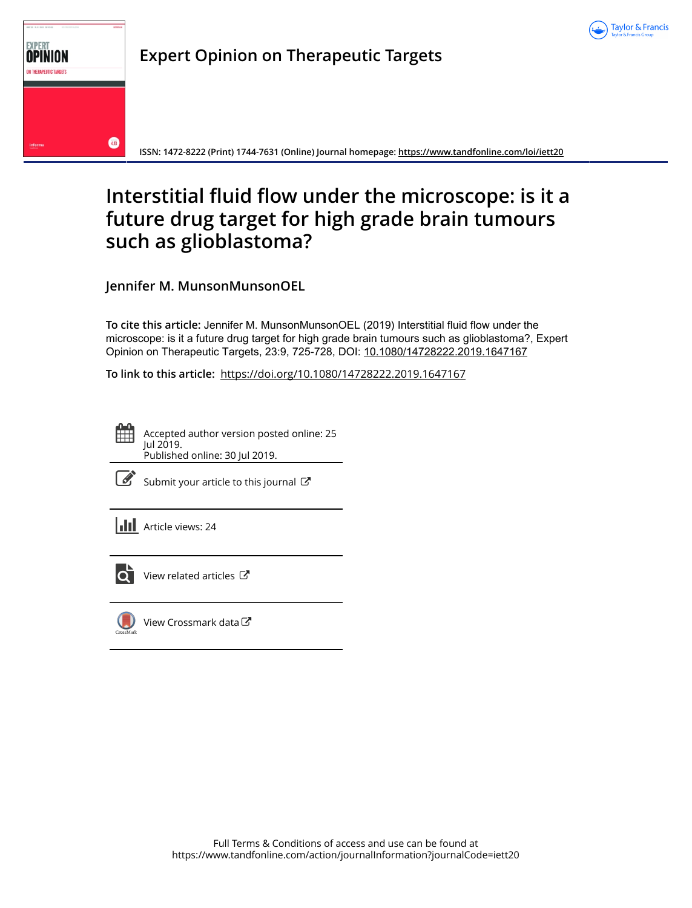# Expert Opinion on Therapeutic Targets

ISSN: 1472-8222 (Print) 1744-7631 (Online) Journal homepage: https://www.tandfonline.com/loi/iett20

# Interstitial fluid flow under the microscope: is it a future drug target for high grade brain tumours such as glioblastoma?

## Jennifer M. MunsonMunsonOEL

**To cite this article:** Jennifer M. MunsonMunsonOEL (2019) Interstitial fluid flow under the microscope: is it a future drug target for high grade brain tumours such as glioblastoma?, Expert Opinion on Therapeutic Targets, 23:9, 725-728, DOI: 10.1080/14728222.2019.1647167

**To link to this article:** https://doi.org/10.1080/14728222.2019.1647167

Accepted author version posted online: 25 Jul 2019.
Published online: 30 Jul 2019.

Submit your article to this journal

Article views: 24

View related articles

View Crossmark data

Full Terms & Conditions of access and use can be found at
https://www.tandfonline.com/action/journalInformation?journalCode=iett20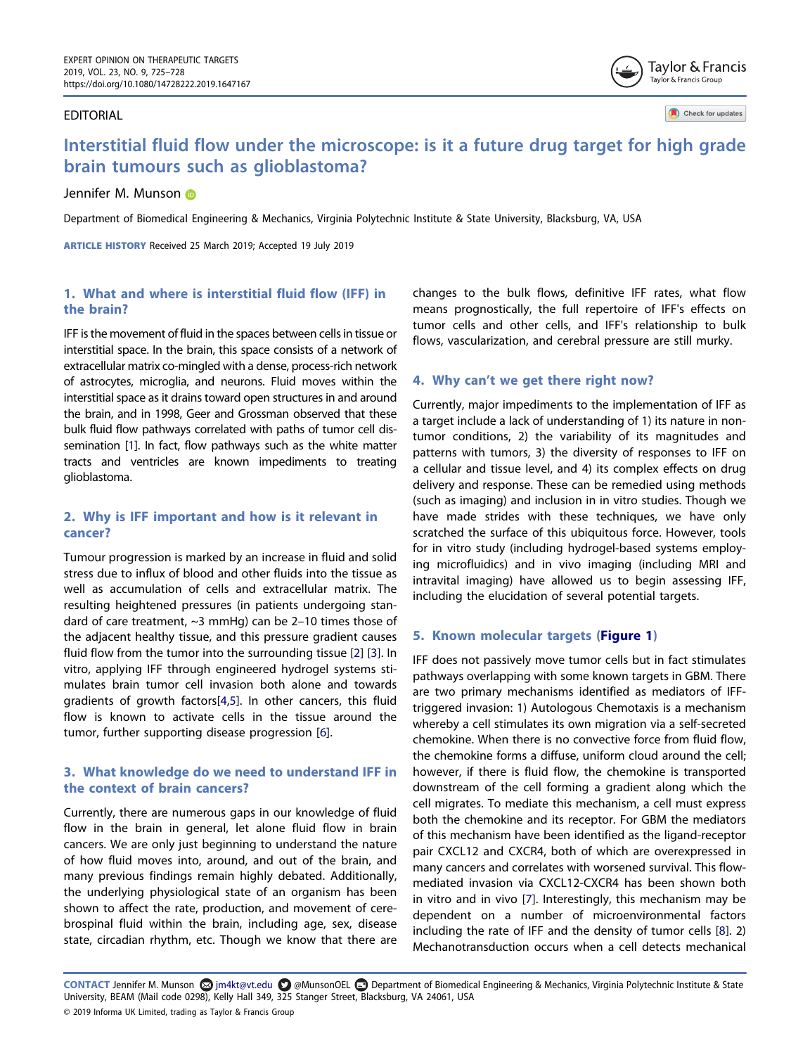EDITORIAL

# Interstitial fluid flow under the microscope: is it a future drug target for high grade brain tumours such as glioblastoma?

Jennifer M. Munson

Department of Biomedical Engineering & Mechanics, Virginia Polytechnic Institute & State University, Blacksburg, VA, USA

**ARTICLE HISTORY** Received 25 March 2019; Accepted 19 July 2019

## 1. What and where is interstitial fluid flow (IFF) in the brain?

IFF is the movement of fluid in the spaces between cells in tissue or interstitial space. In the brain, this space consists of a network of extracellular matrix co-mingled with a dense, process-rich network of astrocytes, microglia, and neurons. Fluid moves within the interstitial space as it drains toward open structures in and around the brain, and in 1998, Geer and Grossman observed that these bulk fluid flow pathways correlated with paths of tumor cell dissemination [1]. In fact, flow pathways such as the white matter tracts and ventricles are known impediments to treating glioblastoma.

## 2. Why is IFF important and how is it relevant in cancer?

Tumour progression is marked by an increase in fluid and solid stress due to influx of blood and other fluids into the tissue as well as accumulation of cells and extracellular matrix. The resulting heightened pressures (in patients undergoing standard of care treatment, ~3 mmHg) can be 2–10 times those of the adjacent healthy tissue, and this pressure gradient causes fluid flow from the tumor into the surrounding tissue [2] [3]. In vitro, applying IFF through engineered hydrogel systems stimulates brain tumor cell invasion both alone and towards gradients of growth factors[4,5]. In other cancers, this fluid flow is known to activate cells in the tissue around the tumor, further supporting disease progression [6].

## 3. What knowledge do we need to understand IFF in the context of brain cancers?

Currently, there are numerous gaps in our knowledge of fluid flow in the brain in general, let alone fluid flow in brain cancers. We are only just beginning to understand the nature of how fluid moves into, around, and out of the brain, and many previous findings remain highly debated. Additionally, the underlying physiological state of an organism has been shown to affect the rate, production, and movement of cerebrospinal fluid within the brain, including age, sex, disease state, circadian rhythm, etc. Though we know that there are changes to the bulk flows, definitive IFF rates, what flow means prognostically, the full repertoire of IFF's effects on tumor cells and other cells, and IFF's relationship to bulk flows, vascularization, and cerebral pressure are still murky.

## 4. Why can't we get there right now?

Currently, major impediments to the implementation of IFF as a target include a lack of understanding of 1) its nature in non-tumor conditions, 2) the variability of its magnitudes and patterns with tumors, 3) the diversity of responses to IFF on a cellular and tissue level, and 4) its complex effects on drug delivery and response. These can be remedied using methods (such as imaging) and inclusion in in vitro studies. Though we have made strides with these techniques, we have only scratched the surface of this ubiquitous force. However, tools for in vitro study (including hydrogel-based systems employing microfluidics) and in vivo imaging (including MRI and intravital imaging) have allowed us to begin assessing IFF, including the elucidation of several potential targets.

## 5. Known molecular targets (Figure 1)

IFF does not passively move tumor cells but in fact stimulates pathways overlapping with some known targets in GBM. There are two primary mechanisms identified as mediators of IFF-triggered invasion: 1) Autologous Chemotaxis is a mechanism whereby a cell stimulates its own migration via a self-secreted chemokine. When there is no convective force from fluid flow, the chemokine forms a diffuse, uniform cloud around the cell; however, if there is fluid flow, the chemokine is transported downstream of the cell forming a gradient along which the cell migrates. To mediate this mechanism, a cell must express both the chemokine and its receptor. For GBM the mediators of this mechanism have been identified as the ligand-receptor pair CXCL12 and CXCR4, both of which are overexpressed in many cancers and correlates with worsened survival. This flow-mediated invasion via CXCL12-CXCR4 has been shown both in vitro and in vivo [7]. Interestingly, this mechanism may be dependent on a number of microenvironmental factors including the rate of IFF and the density of tumor cells [8]. 2) Mechanotransduction occurs when a cell detects mechanical

**CONTACT** Jennifer M. Munson jm4kt@vt.edu @MunsonOEL Department of Biomedical Engineering & Mechanics, Virginia Polytechnic Institute & State University, BEAM (Mail code 0298), Kelly Hall 349, 325 Stanger Street, Blacksburg, VA 24061, USA

© 2019 Informa UK Limited, trading as Taylor & Francis Group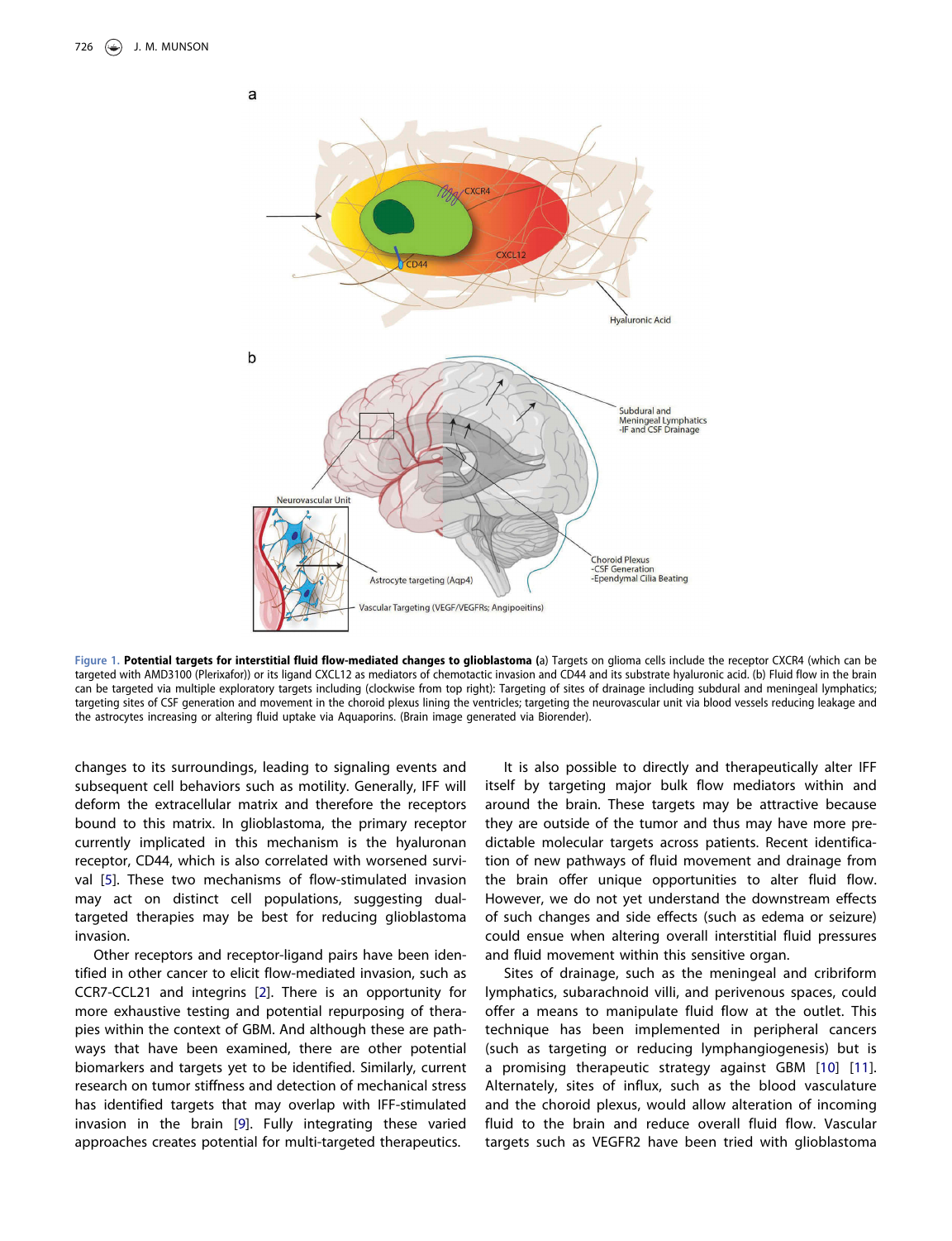a

CXCR4

CD44

CXCL12

Hyaluronic Acid

b

Subdural and
Meningeal Lymphatics
-IF and CSF Drainage

Neurovascular Unit

Choroid Plexus
-CSF Generation
-Ependymal Cilia Beating

Astrocyte targeting (Aqp4)

Vascular Targeting (VEGF/VEGFRs; Angipoeitins)

**Figure 1. Potential targets for interstitial fluid flow-mediated changes to glioblastoma (**a) Targets on glioma cells include the receptor CXCR4 (which can be targeted with AMD3100 (Plerixafor)) or its ligand CXCL12 as mediators of chemotactic invasion and CD44 and its substrate hyaluronic acid. (b) Fluid flow in the brain can be targeted via multiple exploratory targets including (clockwise from top right): Targeting of sites of drainage including subdural and meningeal lymphatics; targeting sites of CSF generation and movement in the choroid plexus lining the ventricles; targeting the neurovascular unit via blood vessels reducing leakage and the astrocytes increasing or altering fluid uptake via Aquaporins. (Brain image generated via Biorender).

changes to its surroundings, leading to signaling events and subsequent cell behaviors such as motility. Generally, IFF will deform the extracellular matrix and therefore the receptors bound to this matrix. In glioblastoma, the primary receptor currently implicated in this mechanism is the hyaluronan receptor, CD44, which is also correlated with worsened survival [5]. These two mechanisms of flow-stimulated invasion may act on distinct cell populations, suggesting dual-targeted therapies may be best for reducing glioblastoma invasion.

Other receptors and receptor-ligand pairs have been identified in other cancer to elicit flow-mediated invasion, such as CCR7-CCL21 and integrins [2]. There is an opportunity for more exhaustive testing and potential repurposing of therapies within the context of GBM. And although these are pathways that have been examined, there are other potential biomarkers and targets yet to be identified. Similarly, current research on tumor stiffness and detection of mechanical stress has identified targets that may overlap with IFF-stimulated invasion in the brain [9]. Fully integrating these varied approaches creates potential for multi-targeted therapeutics.

It is also possible to directly and therapeutically alter IFF itself by targeting major bulk flow mediators within and around the brain. These targets may be attractive because they are outside of the tumor and thus may have more predictable molecular targets across patients. Recent identification of new pathways of fluid movement and drainage from the brain offer unique opportunities to alter fluid flow. However, we do not yet understand the downstream effects of such changes and side effects (such as edema or seizure) could ensue when altering overall interstitial fluid pressures and fluid movement within this sensitive organ.

Sites of drainage, such as the meningeal and cribriform lymphatics, subarachnoid villi, and perivenous spaces, could offer a means to manipulate fluid flow at the outlet. This technique has been implemented in peripheral cancers (such as targeting or reducing lymphangiogenesis) but is a promising therapeutic strategy against GBM [10] [11]. Alternately, sites of influx, such as the blood vasculature and the choroid plexus, would allow alteration of incoming fluid to the brain and reduce overall fluid flow. Vascular targets such as VEGFR2 have been tried with glioblastoma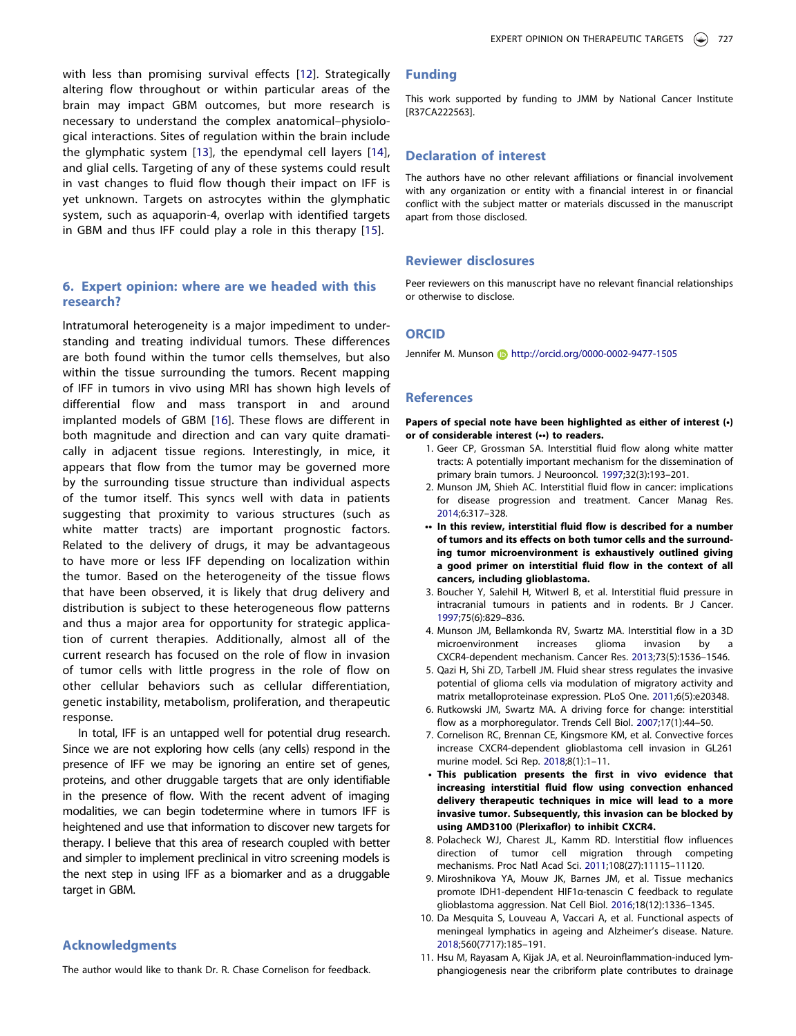with less than promising survival effects [12]. Strategically altering flow throughout or within particular areas of the brain may impact GBM outcomes, but more research is necessary to understand the complex anatomical–physiological interactions. Sites of regulation within the brain include the glymphatic system [13], the ependymal cell layers [14], and glial cells. Targeting of any of these systems could result in vast changes to fluid flow though their impact on IFF is yet unknown. Targets on astrocytes within the glymphatic system, such as aquaporin-4, overlap with identified targets in GBM and thus IFF could play a role in this therapy [15].

## 6. Expert opinion: where are we headed with this research?

Intratumoral heterogeneity is a major impediment to understanding and treating individual tumors. These differences are both found within the tumor cells themselves, but also within the tissue surrounding the tumors. Recent mapping of IFF in tumors in vivo using MRI has shown high levels of differential flow and mass transport in and around implanted models of GBM [16]. These flows are different in both magnitude and direction and can vary quite dramatically in adjacent tissue regions. Interestingly, in mice, it appears that flow from the tumor may be governed more by the surrounding tissue structure than individual aspects of the tumor itself. This syncs well with data in patients suggesting that proximity to various structures (such as white matter tracts) are important prognostic factors. Related to the delivery of drugs, it may be advantageous to have more or less IFF depending on localization within the tumor. Based on the heterogeneity of the tissue flows that have been observed, it is likely that drug delivery and distribution is subject to these heterogeneous flow patterns and thus a major area for opportunity for strategic application of current therapies. Additionally, almost all of the current research has focused on the role of flow in invasion of tumor cells with little progress in the role of flow on other cellular behaviors such as cellular differentiation, genetic instability, metabolism, proliferation, and therapeutic response.

In total, IFF is an untapped well for potential drug research. Since we are not exploring how cells (any cells) respond in the presence of IFF we may be ignoring an entire set of genes, proteins, and other druggable targets that are only identifiable in the presence of flow. With the recent advent of imaging modalities, we can begin todetermine where in tumors IFF is heightened and use that information to discover new targets for therapy. I believe that this area of research coupled with better and simpler to implement preclinical in vitro screening models is the next step in using IFF as a biomarker and as a druggable target in GBM.

## Acknowledgments

The author would like to thank Dr. R. Chase Cornelison for feedback.

## Funding

This work supported by funding to JMM by National Cancer Institute [R37CA222563].

## Declaration of interest

The authors have no other relevant affiliations or financial involvement with any organization or entity with a financial interest in or financial conflict with the subject matter or materials discussed in the manuscript apart from those disclosed.

## Reviewer disclosures

Peer reviewers on this manuscript have no relevant financial relationships or otherwise to disclose.

## ORCID

Jennifer M. Munson http://orcid.org/0000-0002-9477-1505

## References

**Papers of special note have been highlighted as either of interest (•) or of considerable interest (••) to readers.**

1. Geer CP, Grossman SA. Interstitial fluid flow along white matter tracts: A potentially important mechanism for the dissemination of primary brain tumors. J Neurooncol. 1997;32(3):193–201.
2. Munson JM, Shieh AC. Interstitial fluid flow in cancer: implications for disease progression and treatment. Cancer Manag Res. 2014;6:317–328.
   - **•• In this review, interstitial fluid flow is described for a number of tumors and its effects on both tumor cells and the surrounding tumor microenvironment is exhaustively outlined giving a good primer on interstitial fluid flow in the context of all cancers, including glioblastoma.**
3. Boucher Y, Salehil H, Witwerl B, et al. Interstitial fluid pressure in intracranial tumours in patients and in rodents. Br J Cancer. 1997;75(6):829–836.
4. Munson JM, Bellamkonda RV, Swartz MA. Interstitial flow in a 3D microenvironment increases glioma invasion by a CXCR4-dependent mechanism. Cancer Res. 2013;73(5):1536–1546.
5. Qazi H, Shi ZD, Tarbell JM. Fluid shear stress regulates the invasive potential of glioma cells via modulation of migratory activity and matrix metalloproteinase expression. PLoS One. 2011;6(5):e20348.
6. Rutkowski JM, Swartz MA. A driving force for change: interstitial flow as a morphoregulator. Trends Cell Biol. 2007;17(1):44–50.
7. Cornelison RC, Brennan CE, Kingsmore KM, et al. Convective forces increase CXCR4-dependent glioblastoma cell invasion in GL261 murine model. Sci Rep. 2018;8(1):1–11.
   - **• This publication presents the first in vivo evidence that increasing interstitial fluid flow using convection enhanced delivery therapeutic techniques in mice will lead to a more invasive tumor. Subsequently, this invasion can be blocked by using AMD3100 (Plerixaflor) to inhibit CXCR4.**
8. Polacheck WJ, Charest JL, Kamm RD. Interstitial flow influences direction of tumor cell migration through competing mechanisms. Proc Natl Acad Sci. 2011;108(27):11115–11120.
9. Miroshnikova YA, Mouw JK, Barnes JM, et al. Tissue mechanics promote IDH1-dependent HIF1α-tenascin C feedback to regulate glioblastoma aggression. Nat Cell Biol. 2016;18(12):1336–1345.
10. Da Mesquita S, Louveau A, Vaccari A, et al. Functional aspects of meningeal lymphatics in ageing and Alzheimer's disease. Nature. 2018;560(7717):185–191.
11. Hsu M, Rayasam A, Kijak JA, et al. Neuroinflammation-induced lymphangiogenesis near the cribriform plate contributes to drainage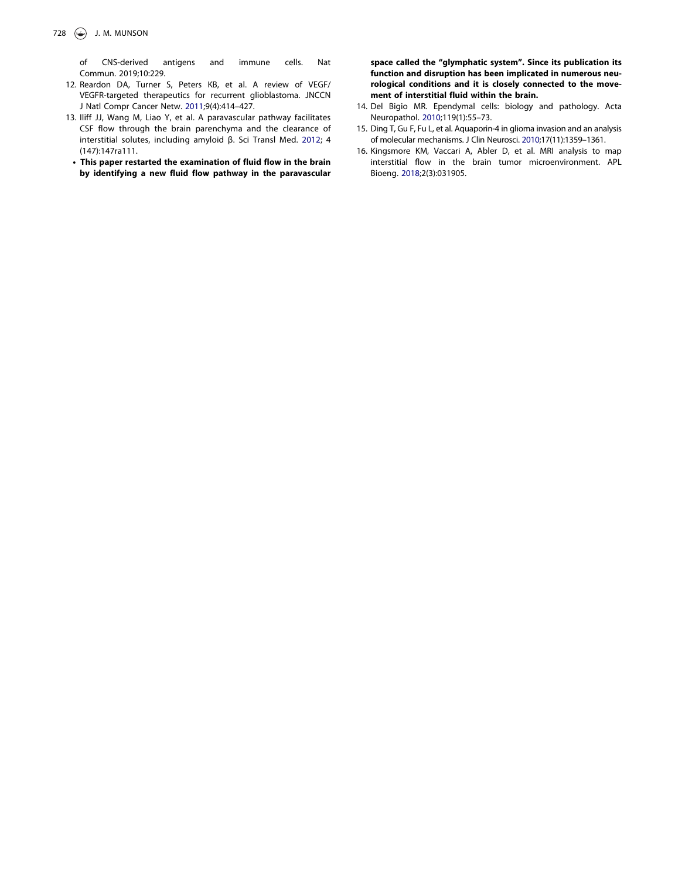of CNS-derived antigens and immune cells. Nat Commun. 2019;10:229.

12. Reardon DA, Turner S, Peters KB, et al. A review of VEGF/VEGFR-targeted therapeutics for recurrent glioblastoma. JNCCN J Natl Compr Cancer Netw. 2011;9(4):414–427.
13. Iliff JJ, Wang M, Liao Y, et al. A paravascular pathway facilitates CSF flow through the brain parenchyma and the clearance of interstitial solutes, including amyloid β. Sci Transl Med. 2012; 4 (147):147ra111.
    - **This paper restarted the examination of fluid flow in the brain by identifying a new fluid flow pathway in the paravascular space called the "glymphatic system". Since its publication its function and disruption has been implicated in numerous neurological conditions and it is closely connected to the movement of interstitial fluid within the brain.**
14. Del Bigio MR. Ependymal cells: biology and pathology. Acta Neuropathol. 2010;119(1):55–73.
15. Ding T, Gu F, Fu L, et al. Aquaporin-4 in glioma invasion and an analysis of molecular mechanisms. J Clin Neurosci. 2010;17(11):1359–1361.
16. Kingsmore KM, Vaccari A, Abler D, et al. MRI analysis to map interstitial flow in the brain tumor microenvironment. APL Bioeng. 2018;2(3):031905.